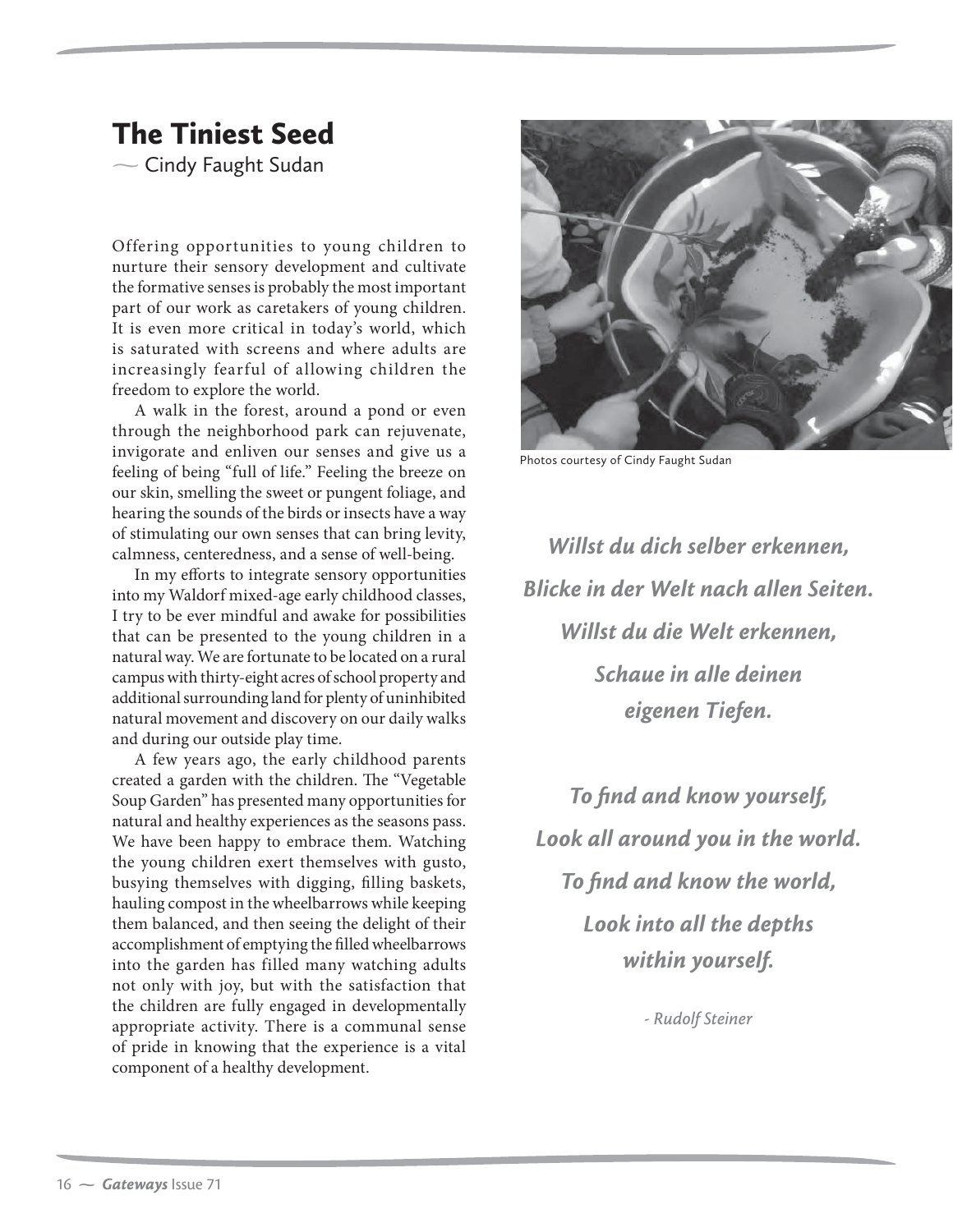# The Tiniest Seed

— Cindy Faught Sudan

Offering opportunities to young children to nurture their sensory development and cultivate the formative senses is probably the most important part of our work as caretakers of young children. It is even more critical in today's world, which is saturated with screens and where adults are increasingly fearful of allowing children the freedom to explore the world.

A walk in the forest, around a pond or even through the neighborhood park can rejuvenate, invigorate and enliven our senses and give us a feeling of being "full of life." Feeling the breeze on our skin, smelling the sweet or pungent foliage, and hearing the sounds of the birds or insects have a way of stimulating our own senses that can bring levity, calmness, centeredness, and a sense of well-being.

In my efforts to integrate sensory opportunities into my Waldorf mixed-age early childhood classes, I try to be ever mindful and awake for possibilities that can be presented to the young children in a natural way. We are fortunate to be located on a rural campus with thirty-eight acres of school property and additional surrounding land for plenty of uninhibited natural movement and discovery on our daily walks and during our outside play time.

A few years ago, the early childhood parents created a garden with the children. The "Vegetable Soup Garden" has presented many opportunities for natural and healthy experiences as the seasons pass. We have been happy to embrace them. Watching the young children exert themselves with gusto, busying themselves with digging, filling baskets, hauling compost in the wheelbarrows while keeping them balanced, and then seeing the delight of their accomplishment of emptying the filled wheelbarrows into the garden has filled many watching adults not only with joy, but with the satisfaction that the children are fully engaged in developmentally appropriate activity. There is a communal sense of pride in knowing that the experience is a vital component of a healthy development.

Photos courtesy of Cindy Faught Sudan

***Willst du dich selber erkennen,***
***Blicke in der Welt nach allen Seiten.***
***Willst du die Welt erkennen,***
***Schaue in alle deinen***
***eigenen Tiefen.***

***To find and know yourself,***
***Look all around you in the world.***
***To find and know the world,***
***Look into all the depths***
***within yourself.***

*- Rudolf Steiner*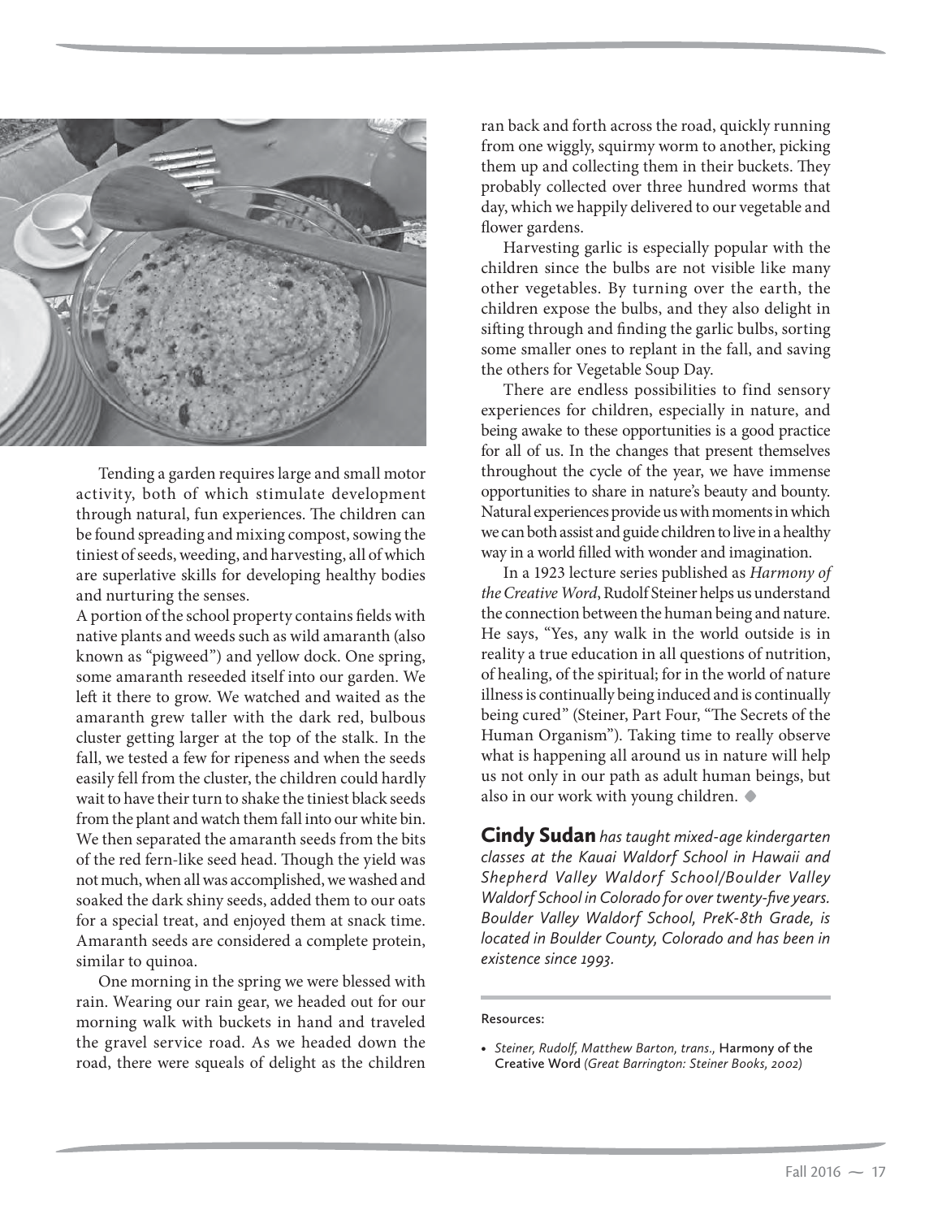Tending a garden requires large and small motor activity, both of which stimulate development through natural, fun experiences. The children can be found spreading and mixing compost, sowing the tiniest of seeds, weeding, and harvesting, all of which are superlative skills for developing healthy bodies and nurturing the senses.

A portion of the school property contains fields with native plants and weeds such as wild amaranth (also known as "pigweed") and yellow dock. One spring, some amaranth reseeded itself into our garden. We left it there to grow. We watched and waited as the amaranth grew taller with the dark red, bulbous cluster getting larger at the top of the stalk. In the fall, we tested a few for ripeness and when the seeds easily fell from the cluster, the children could hardly wait to have their turn to shake the tiniest black seeds from the plant and watch them fall into our white bin. We then separated the amaranth seeds from the bits of the red fern-like seed head. Though the yield was not much, when all was accomplished, we washed and soaked the dark shiny seeds, added them to our oats for a special treat, and enjoyed them at snack time. Amaranth seeds are considered a complete protein, similar to quinoa.

One morning in the spring we were blessed with rain. Wearing our rain gear, we headed out for our morning walk with buckets in hand and traveled the gravel service road. As we headed down the road, there were squeals of delight as the children ran back and forth across the road, quickly running from one wiggly, squirmy worm to another, picking them up and collecting them in their buckets. They probably collected over three hundred worms that day, which we happily delivered to our vegetable and flower gardens.

Harvesting garlic is especially popular with the children since the bulbs are not visible like many other vegetables. By turning over the earth, the children expose the bulbs, and they also delight in sifting through and finding the garlic bulbs, sorting some smaller ones to replant in the fall, and saving the others for Vegetable Soup Day.

There are endless possibilities to find sensory experiences for children, especially in nature, and being awake to these opportunities is a good practice for all of us. In the changes that present themselves throughout the cycle of the year, we have immense opportunities to share in nature's beauty and bounty. Natural experiences provide us with moments in which we can both assist and guide children to live in a healthy way in a world filled with wonder and imagination.

In a 1923 lecture series published as *Harmony of the Creative Word*, Rudolf Steiner helps us understand the connection between the human being and nature. He says, "Yes, any walk in the world outside is in reality a true education in all questions of nutrition, of healing, of the spiritual; for in the world of nature illness is continually being induced and is continually being cured" (Steiner, Part Four, "The Secrets of the Human Organism"). Taking time to really observe what is happening all around us in nature will help us not only in our path as adult human beings, but also in our work with young children. ◆

**Cindy Sudan** *has taught mixed-age kindergarten classes at the Kauai Waldorf School in Hawaii and Shepherd Valley Waldorf School/Boulder Valley Waldorf School in Colorado for over twenty-five years. Boulder Valley Waldorf School, PreK-8th Grade, is located in Boulder County, Colorado and has been in existence since 1993.*

Resources:

- *Steiner, Rudolf, Matthew Barton, trans.,* Harmony of the Creative Word *(Great Barrington: Steiner Books, 2002)*